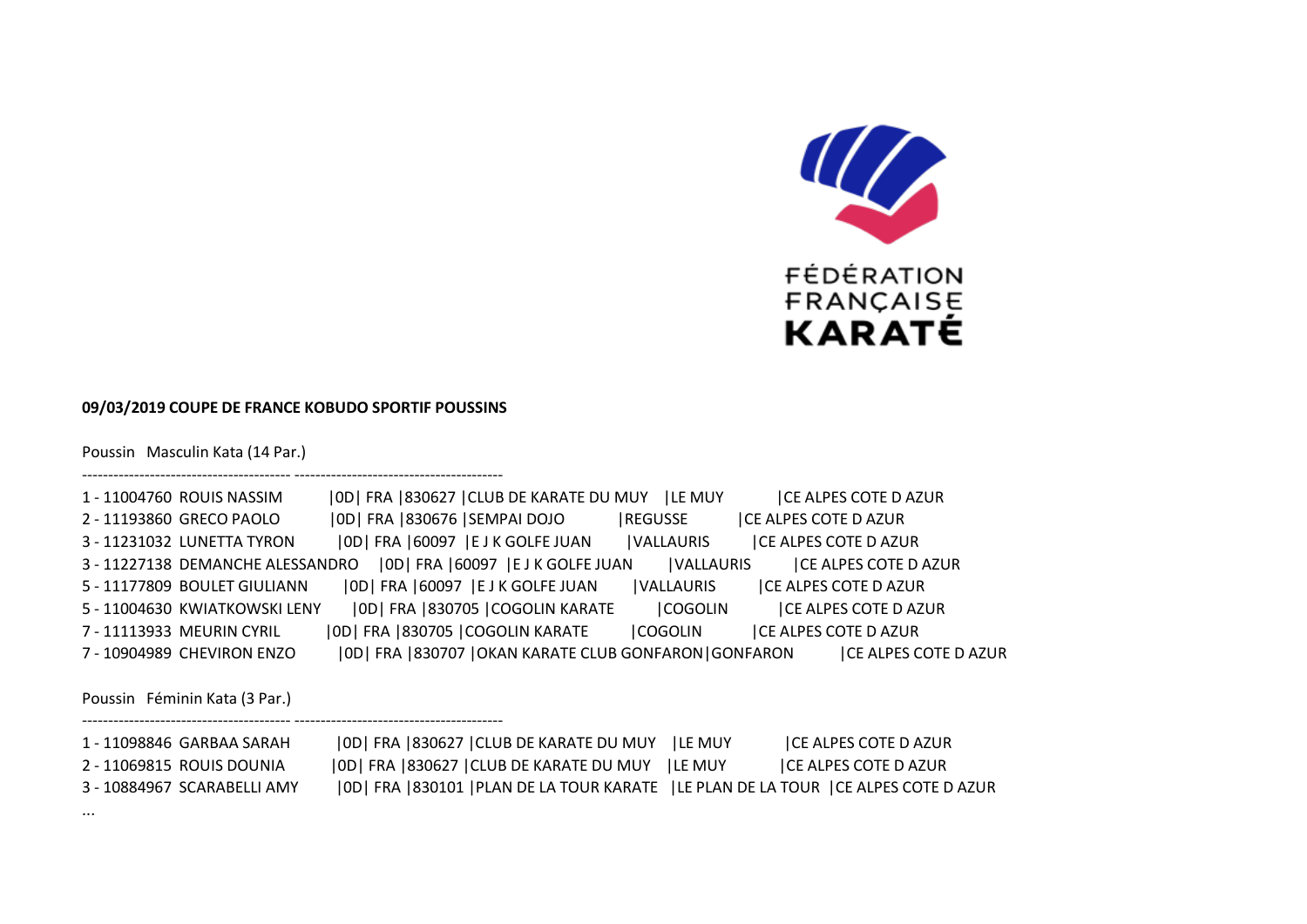**09/03/2019 COUPE DE FRANCE KOBUDO SPORTIF POUSSINS**

Poussin Masculin Kata (14 Par.)

---------------------------------------- ----------------------------------------

1 - 11004760 ROUIS NASSIM |0D| FRA |830627 |CLUB DE KARATE DU MUY |LE MUY |CE ALPES COTE D AZUR
2 - 11193860 GRECO PAOLO |0D| FRA |830676 |SEMPAI DOJO |REGUSSE |CE ALPES COTE D AZUR
3 - 11231032 LUNETTA TYRON |0D| FRA |60097 |E J K GOLFE JUAN |VALLAURIS |CE ALPES COTE D AZUR
3 - 11227138 DEMANCHE ALESSANDRO |0D| FRA |60097 |E J K GOLFE JUAN |VALLAURIS |CE ALPES COTE D AZUR
5 - 11177809 BOULET GIULIANN |0D| FRA |60097 |E J K GOLFE JUAN |VALLAURIS |CE ALPES COTE D AZUR
5 - 11004630 KWIATKOWSKI LENY |0D| FRA |830705 |COGOLIN KARATE |COGOLIN |CE ALPES COTE D AZUR
7 - 11113933 MEURIN CYRIL |0D| FRA |830705 |COGOLIN KARATE |COGOLIN |CE ALPES COTE D AZUR
7 - 10904989 CHEVIRON ENZO |0D| FRA |830707 |OKAN KARATE CLUB GONFARON|GONFARON |CE ALPES COTE D AZUR

Poussin Féminin Kata (3 Par.)

---------------------------------------- ----------------------------------------

1 - 11098846 GARBAA SARAH |0D| FRA |830627 |CLUB DE KARATE DU MUY |LE MUY |CE ALPES COTE D AZUR
2 - 11069815 ROUIS DOUNIA |0D| FRA |830627 |CLUB DE KARATE DU MUY |LE MUY |CE ALPES COTE D AZUR
3 - 10884967 SCARABELLI AMY |0D| FRA |830101 |PLAN DE LA TOUR KARATE |LE PLAN DE LA TOUR |CE ALPES COTE D AZUR

...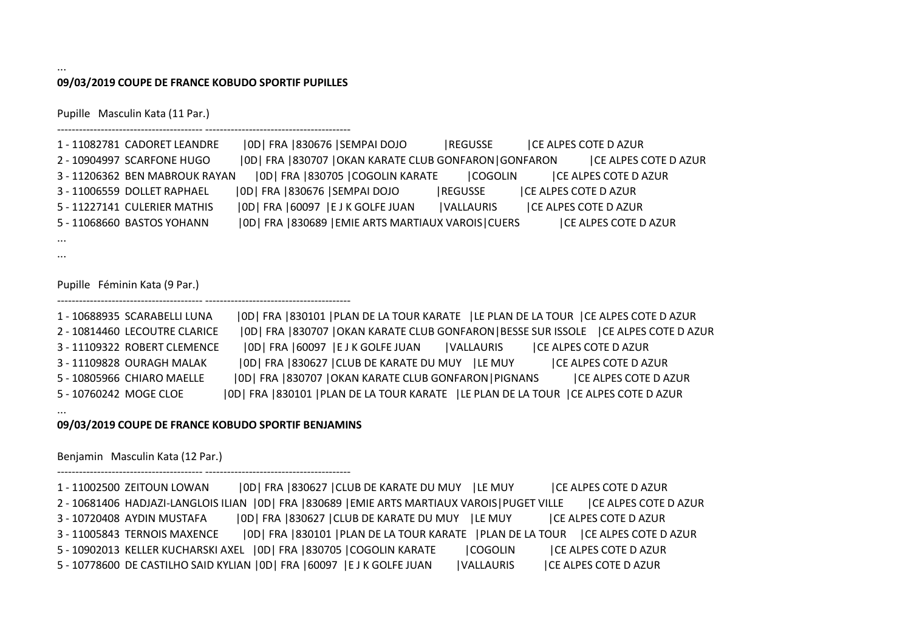...

**09/03/2019 COUPE DE FRANCE KOBUDO SPORTIF PUPILLES**

Pupille Masculin Kata (11 Par.)

---------------------------------------- ----------------------------------------

1 - 11082781 CADORET LEANDRE |0D| FRA |830676 |SEMPAI DOJO |REGUSSE |CE ALPES COTE D AZUR
2 - 10904997 SCARFONE HUGO |0D| FRA |830707 |OKAN KARATE CLUB GONFARON|GONFARON |CE ALPES COTE D AZUR
3 - 11206362 BEN MABROUK RAYAN |0D| FRA |830705 |COGOLIN KARATE |COGOLIN |CE ALPES COTE D AZUR
3 - 11006559 DOLLET RAPHAEL |0D| FRA |830676 |SEMPAI DOJO |REGUSSE |CE ALPES COTE D AZUR
5 - 11227141 CULERIER MATHIS |0D| FRA |60097 |E J K GOLFE JUAN |VALLAURIS |CE ALPES COTE D AZUR
5 - 11068660 BASTOS YOHANN |0D| FRA |830689 |EMIE ARTS MARTIAUX VAROIS|CUERS |CE ALPES COTE D AZUR

...
...

Pupille Féminin Kata (9 Par.)

---------------------------------------- ----------------------------------------

1 - 10688935 SCARABELLI LUNA |0D| FRA |830101 |PLAN DE LA TOUR KARATE |LE PLAN DE LA TOUR |CE ALPES COTE D AZUR
2 - 10814460 LECOUTRE CLARICE |0D| FRA |830707 |OKAN KARATE CLUB GONFARON|BESSE SUR ISSOLE |CE ALPES COTE D AZUR
3 - 11109322 ROBERT CLEMENCE |0D| FRA |60097 |E J K GOLFE JUAN |VALLAURIS |CE ALPES COTE D AZUR
3 - 11109828 OURAGH MALAK |0D| FRA |830627 |CLUB DE KARATE DU MUY |LE MUY |CE ALPES COTE D AZUR
5 - 10805966 CHIARO MAELLE |0D| FRA |830707 |OKAN KARATE CLUB GONFARON|PIGNANS |CE ALPES COTE D AZUR
5 - 10760242 MOGE CLOE |0D| FRA |830101 |PLAN DE LA TOUR KARATE |LE PLAN DE LA TOUR |CE ALPES COTE D AZUR

...

**09/03/2019 COUPE DE FRANCE KOBUDO SPORTIF BENJAMINS**

Benjamin Masculin Kata (12 Par.)

---------------------------------------- ----------------------------------------

1 - 11002500 ZEITOUN LOWAN |0D| FRA |830627 |CLUB DE KARATE DU MUY |LE MUY |CE ALPES COTE D AZUR
2 - 10681406 HADJAZI-LANGLOIS ILIAN |0D| FRA |830689 |EMIE ARTS MARTIAUX VAROIS|PUGET VILLE |CE ALPES COTE D AZUR
3 - 10720408 AYDIN MUSTAFA |0D| FRA |830627 |CLUB DE KARATE DU MUY |LE MUY |CE ALPES COTE D AZUR
3 - 11005843 TERNOIS MAXENCE |0D| FRA |830101 |PLAN DE LA TOUR KARATE |PLAN DE LA TOUR |CE ALPES COTE D AZUR
5 - 10902013 KELLER KUCHARSKI AXEL |0D| FRA |830705 |COGOLIN KARATE |COGOLIN |CE ALPES COTE D AZUR
5 - 10778600 DE CASTILHO SAID KYLIAN |0D| FRA |60097 |E J K GOLFE JUAN |VALLAURIS |CE ALPES COTE D AZUR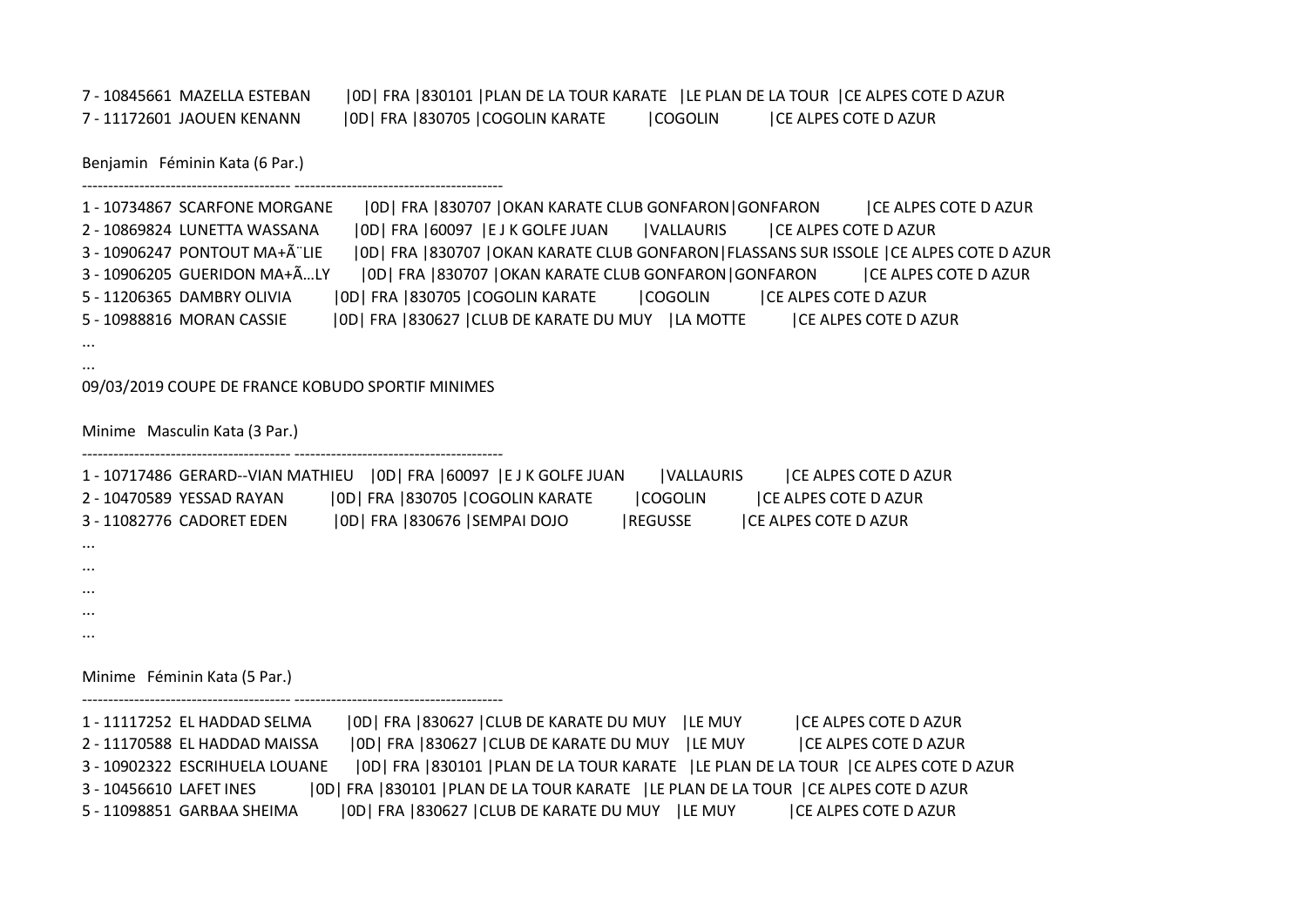7 - 10845661  MAZELLA ESTEBAN        |0D| FRA |830101 |PLAN DE LA TOUR KARATE   |LE PLAN DE LA TOUR  |CE ALPES COTE D AZUR
7 - 11172601  JAOUEN KENANN          |0D| FRA |830705 |COGOLIN KARATE          |COGOLIN             |CE ALPES COTE D AZUR

Benjamin   Féminin Kata (6 Par.)

---------------------------------------- ----------------------------------------

1 - 10734867  SCARFONE MORGANE       |0D| FRA |830707 |OKAN KARATE CLUB GONFARON|GONFARON           |CE ALPES COTE D AZUR
2 - 10869824  LUNETTA WASSANA        |0D| FRA |60097  |E J K GOLFE JUAN        |VALLAURIS           |CE ALPES COTE D AZUR
3 - 10906247  PONTOUT MA+Ã¨LIE       |0D| FRA |830707 |OKAN KARATE CLUB GONFARON|FLASSANS SUR ISSOLE |CE ALPES COTE D AZUR
3 - 10906205  GUERIDON MA+Ã…LY       |0D| FRA |830707 |OKAN KARATE CLUB GONFARON|GONFARON           |CE ALPES COTE D AZUR
5 - 11206365  DAMBRY OLIVIA          |0D| FRA |830705 |COGOLIN KARATE          |COGOLIN             |CE ALPES COTE D AZUR
5 - 10988816  MORAN CASSIE           |0D| FRA |830627 |CLUB DE KARATE DU MUY    |LA MOTTE           |CE ALPES COTE D AZUR

...

...

09/03/2019 COUPE DE FRANCE KOBUDO SPORTIF MINIMES

Minime   Masculin Kata (3 Par.)

---------------------------------------- ----------------------------------------

1 - 10717486  GERARD--VIAN MATHIEU   |0D| FRA |60097  |E J K GOLFE JUAN        |VALLAURIS           |CE ALPES COTE D AZUR
2 - 10470589  YESSAD RAYAN           |0D| FRA |830705 |COGOLIN KARATE          |COGOLIN             |CE ALPES COTE D AZUR
3 - 11082776  CADORET EDEN           |0D| FRA |830676 |SEMPAI DOJO             |REGUSSE             |CE ALPES COTE D AZUR

...

...

...

...

...

Minime   Féminin Kata (5 Par.)

---------------------------------------- ----------------------------------------

1 - 11117252  EL HADDAD SELMA        |0D| FRA |830627 |CLUB DE KARATE DU MUY    |LE MUY             |CE ALPES COTE D AZUR
2 - 11170588  EL HADDAD MAISSA       |0D| FRA |830627 |CLUB DE KARATE DU MUY    |LE MUY             |CE ALPES COTE D AZUR
3 - 10902322  ESCRIHUELA LOUANE      |0D| FRA |830101 |PLAN DE LA TOUR KARATE   |LE PLAN DE LA TOUR  |CE ALPES COTE D AZUR
3 - 10456610  LAFET INES             |0D| FRA |830101 |PLAN DE LA TOUR KARATE   |LE PLAN DE LA TOUR  |CE ALPES COTE D AZUR
5 - 11098851  GARBAA SHEIMA          |0D| FRA |830627 |CLUB DE KARATE DU MUY    |LE MUY             |CE ALPES COTE D AZUR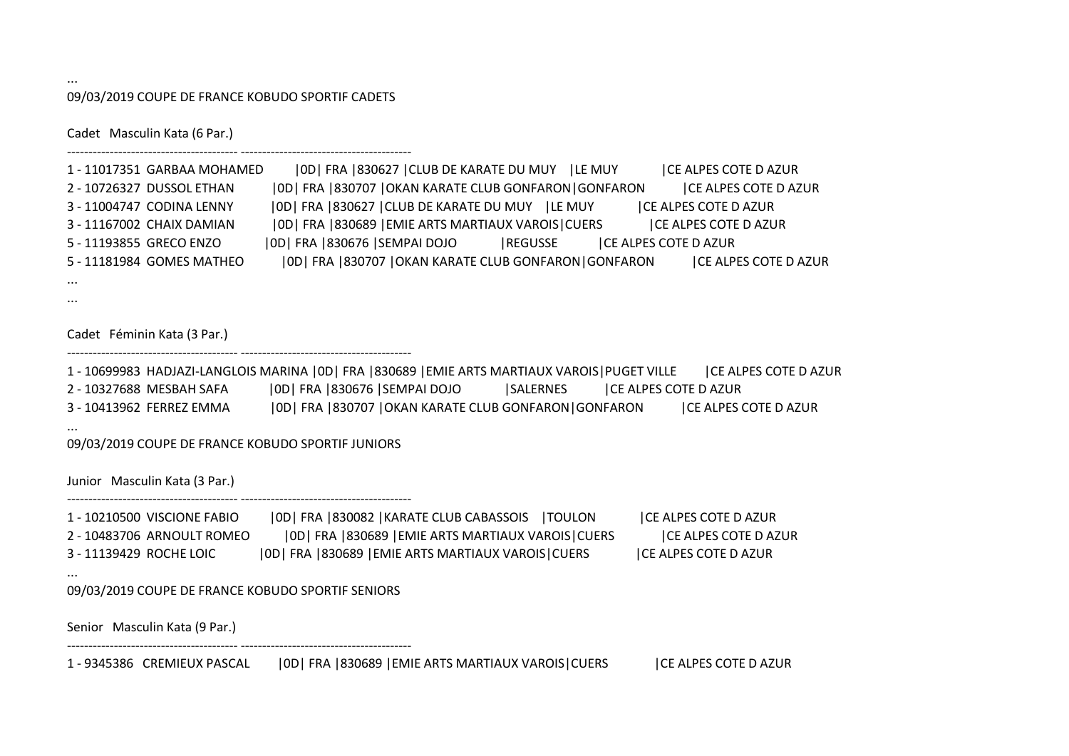...

09/03/2019 COUPE DE FRANCE KOBUDO SPORTIF CADETS

Cadet   Masculin Kata (6 Par.)

---------------------------------------- ----------------------------------------

1 - 11017351  GARBAA MOHAMED         |0D| FRA |830627 |CLUB DE KARATE DU MUY    |LE MUY            |CE ALPES COTE D AZUR
2 - 10726327  DUSSOL ETHAN           |0D| FRA |830707 |OKAN KARATE CLUB GONFARON|GONFARON          |CE ALPES COTE D AZUR
3 - 11004747  CODINA LENNY           |0D| FRA |830627 |CLUB DE KARATE DU MUY    |LE MUY            |CE ALPES COTE D AZUR
3 - 11167002  CHAIX DAMIAN           |0D| FRA |830689 |EMIE ARTS MARTIAUX VAROIS|CUERS             |CE ALPES COTE D AZUR
5 - 11193855  GRECO ENZO             |0D| FRA |830676 |SEMPAI DOJO              |REGUSSE           |CE ALPES COTE D AZUR
5 - 11181984  GOMES MATHEO           |0D| FRA |830707 |OKAN KARATE CLUB GONFARON|GONFARON          |CE ALPES COTE D AZUR

...

...

Cadet   Féminin Kata (3 Par.)

---------------------------------------- ----------------------------------------

1 - 10699983  HADJAZI-LANGLOIS MARINA |0D| FRA |830689 |EMIE ARTS MARTIAUX VAROIS|PUGET VILLE       |CE ALPES COTE D AZUR
2 - 10327688  MESBAH SAFA            |0D| FRA |830676 |SEMPAI DOJO              |SALERNES          |CE ALPES COTE D AZUR
3 - 10413962  FERREZ EMMA            |0D| FRA |830707 |OKAN KARATE CLUB GONFARON|GONFARON          |CE ALPES COTE D AZUR

...

09/03/2019 COUPE DE FRANCE KOBUDO SPORTIF JUNIORS

Junior   Masculin Kata (3 Par.)

---------------------------------------- ----------------------------------------

1 - 10210500  VISCIONE FABIO         |0D| FRA |830082 |KARATE CLUB CABASSOIS    |TOULON            |CE ALPES COTE D AZUR
2 - 10483706  ARNOULT ROMEO          |0D| FRA |830689 |EMIE ARTS MARTIAUX VAROIS|CUERS             |CE ALPES COTE D AZUR
3 - 11139429  ROCHE LOIC             |0D| FRA |830689 |EMIE ARTS MARTIAUX VAROIS|CUERS             |CE ALPES COTE D AZUR

...

09/03/2019 COUPE DE FRANCE KOBUDO SPORTIF SENIORS

Senior   Masculin Kata (9 Par.)

---------------------------------------- ----------------------------------------

1 - 9345386   CREMIEUX PASCAL        |0D| FRA |830689 |EMIE ARTS MARTIAUX VAROIS|CUERS             |CE ALPES COTE D AZUR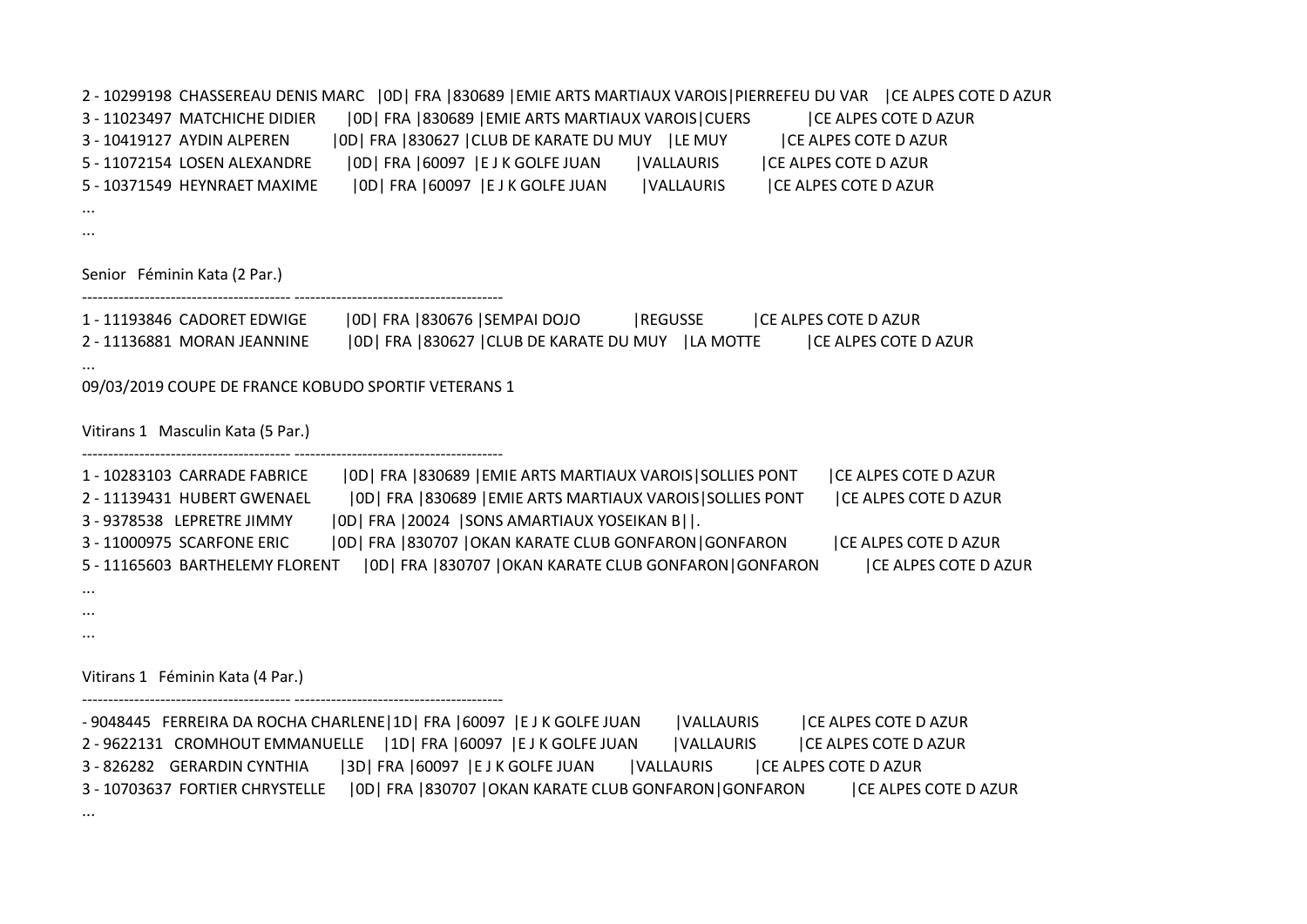2 - 10299198  CHASSEREAU DENIS MARC   |0D| FRA |830689 |EMIE ARTS MARTIAUX VAROIS|PIERREFEU DU VAR   |CE ALPES COTE D AZUR
3 - 11023497  MATCHICHE DIDIER   |0D| FRA |830689 |EMIE ARTS MARTIAUX VAROIS|CUERS   |CE ALPES COTE D AZUR
3 - 10419127  AYDIN ALPEREN   |0D| FRA |830627 |CLUB DE KARATE DU MUY   |LE MUY   |CE ALPES COTE D AZUR
5 - 11072154  LOSEN ALEXANDRE   |0D| FRA |60097  |E J K GOLFE JUAN   |VALLAURIS   |CE ALPES COTE D AZUR
5 - 10371549  HEYNRAET MAXIME   |0D| FRA |60097  |E J K GOLFE JUAN   |VALLAURIS   |CE ALPES COTE D AZUR
...
...

Senior   Féminin Kata (2 Par.)

---------------------------------------- ----------------------------------------

1 - 11193846  CADORET EDWIGE   |0D| FRA |830676 |SEMPAI DOJO   |REGUSSE   |CE ALPES COTE D AZUR
2 - 11136881  MORAN JEANNINE   |0D| FRA |830627 |CLUB DE KARATE DU MUY   |LA MOTTE   |CE ALPES COTE D AZUR
...
09/03/2019 COUPE DE FRANCE KOBUDO SPORTIF VETERANS 1

Vitirans 1   Masculin Kata (5 Par.)

---------------------------------------- ----------------------------------------

1 - 10283103  CARRADE FABRICE   |0D| FRA |830689 |EMIE ARTS MARTIAUX VAROIS|SOLLIES PONT   |CE ALPES COTE D AZUR
2 - 11139431  HUBERT GWENAEL   |0D| FRA |830689 |EMIE ARTS MARTIAUX VAROIS|SOLLIES PONT   |CE ALPES COTE D AZUR
3 - 9378538   LEPRETRE JIMMY   |0D| FRA |20024  |SONS AMARTIAUX YOSEIKAN B||.
3 - 11000975  SCARFONE ERIC   |0D| FRA |830707 |OKAN KARATE CLUB GONFARON|GONFARON   |CE ALPES COTE D AZUR
5 - 11165603  BARTHELEMY FLORENT   |0D| FRA |830707 |OKAN KARATE CLUB GONFARON|GONFARON   |CE ALPES COTE D AZUR
...
...
...

Vitirans 1   Féminin Kata (4 Par.)

---------------------------------------- ----------------------------------------

- 9048445   FERREIRA DA ROCHA CHARLENE|1D| FRA |60097  |E J K GOLFE JUAN   |VALLAURIS   |CE ALPES COTE D AZUR
2 - 9622131   CROMHOUT EMMANUELLE   |1D| FRA |60097  |E J K GOLFE JUAN   |VALLAURIS   |CE ALPES COTE D AZUR
3 - 826282   GERARDIN CYNTHIA   |3D| FRA |60097  |E J K GOLFE JUAN   |VALLAURIS   |CE ALPES COTE D AZUR
3 - 10703637  FORTIER CHRYSTELLE   |0D| FRA |830707 |OKAN KARATE CLUB GONFARON|GONFARON   |CE ALPES COTE D AZUR
...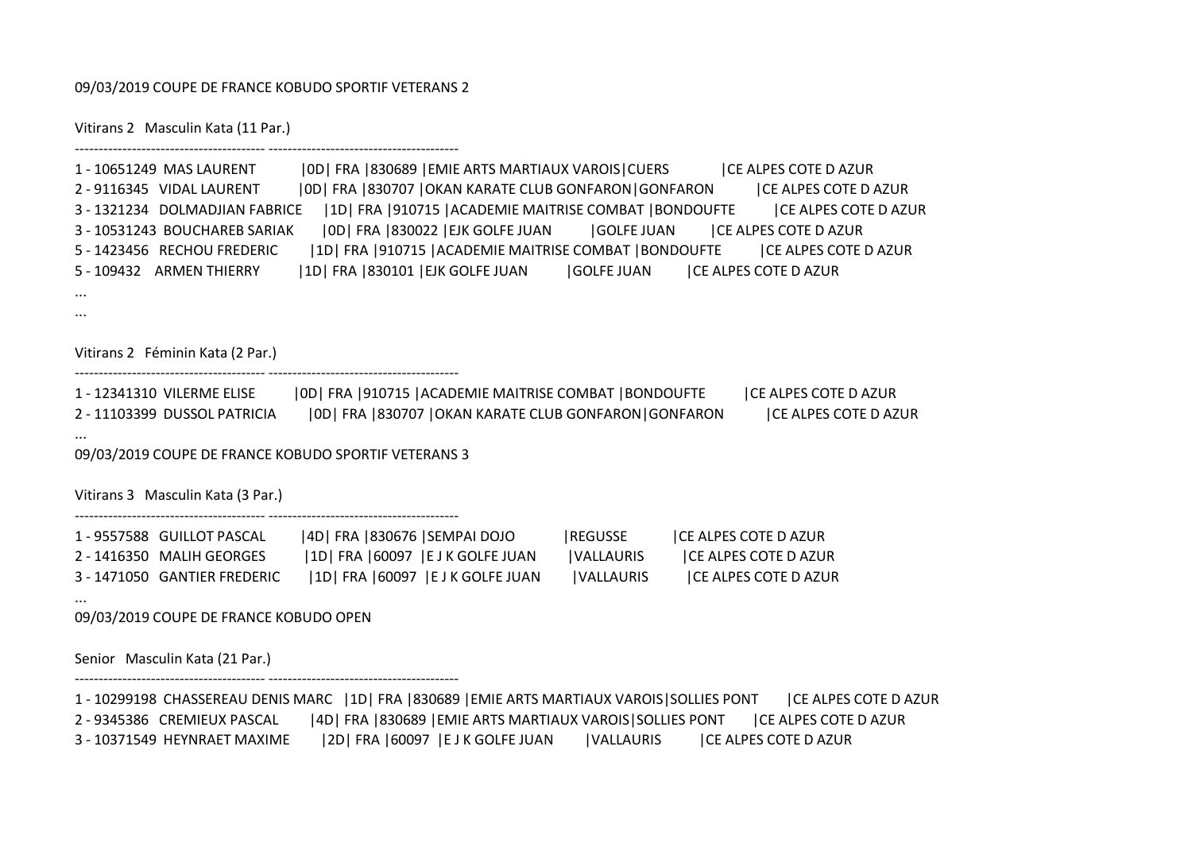09/03/2019 COUPE DE FRANCE KOBUDO SPORTIF VETERANS 2

Vitirans 2 Masculin Kata (11 Par.)

---------------------------------------- ----------------------------------------

1 - 10651249 MAS LAURENT |0D| FRA |830689 |EMIE ARTS MARTIAUX VAROIS|CUERS |CE ALPES COTE D AZUR
2 - 9116345 VIDAL LAURENT |0D| FRA |830707 |OKAN KARATE CLUB GONFARON|GONFARON |CE ALPES COTE D AZUR
3 - 1321234 DOLMADJIAN FABRICE |1D| FRA |910715 |ACADEMIE MAITRISE COMBAT |BONDOUFTE |CE ALPES COTE D AZUR
3 - 10531243 BOUCHAREB SARIAK |0D| FRA |830022 |EJK GOLFE JUAN |GOLFE JUAN |CE ALPES COTE D AZUR
5 - 1423456 RECHOU FREDERIC |1D| FRA |910715 |ACADEMIE MAITRISE COMBAT |BONDOUFTE |CE ALPES COTE D AZUR
5 - 109432 ARMEN THIERRY |1D| FRA |830101 |EJK GOLFE JUAN |GOLFE JUAN |CE ALPES COTE D AZUR
...
...

Vitirans 2 Féminin Kata (2 Par.)

---------------------------------------- ----------------------------------------

1 - 12341310 VILERME ELISE |0D| FRA |910715 |ACADEMIE MAITRISE COMBAT |BONDOUFTE |CE ALPES COTE D AZUR
2 - 11103399 DUSSOL PATRICIA |0D| FRA |830707 |OKAN KARATE CLUB GONFARON|GONFARON |CE ALPES COTE D AZUR
...

09/03/2019 COUPE DE FRANCE KOBUDO SPORTIF VETERANS 3

Vitirans 3 Masculin Kata (3 Par.)

---------------------------------------- ----------------------------------------

1 - 9557588 GUILLOT PASCAL |4D| FRA |830676 |SEMPAI DOJO |REGUSSE |CE ALPES COTE D AZUR
2 - 1416350 MALIH GEORGES |1D| FRA |60097 |E J K GOLFE JUAN |VALLAURIS |CE ALPES COTE D AZUR
3 - 1471050 GANTIER FREDERIC |1D| FRA |60097 |E J K GOLFE JUAN |VALLAURIS |CE ALPES COTE D AZUR
...

09/03/2019 COUPE DE FRANCE KOBUDO OPEN

Senior Masculin Kata (21 Par.)

---------------------------------------- ----------------------------------------

1 - 10299198 CHASSEREAU DENIS MARC |1D| FRA |830689 |EMIE ARTS MARTIAUX VAROIS|SOLLIES PONT |CE ALPES COTE D AZUR
2 - 9345386 CREMIEUX PASCAL |4D| FRA |830689 |EMIE ARTS MARTIAUX VAROIS|SOLLIES PONT |CE ALPES COTE D AZUR
3 - 10371549 HEYNRAET MAXIME |2D| FRA |60097 |E J K GOLFE JUAN |VALLAURIS |CE ALPES COTE D AZUR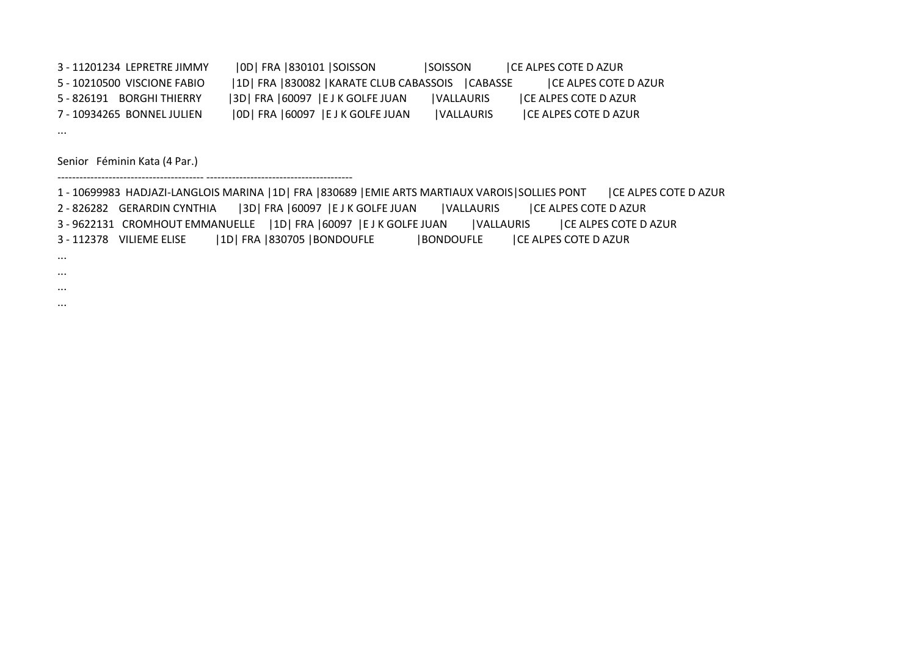3 - 11201234 LEPRETRE JIMMY |0D| FRA |830101 |SOISSON |SOISSON |CE ALPES COTE D AZUR
5 - 10210500 VISCIONE FABIO |1D| FRA |830082 |KARATE CLUB CABASSOIS |CABASSE |CE ALPES COTE D AZUR
5 - 826191 BORGHI THIERRY |3D| FRA |60097 |E J K GOLFE JUAN |VALLAURIS |CE ALPES COTE D AZUR
7 - 10934265 BONNEL JULIEN |0D| FRA |60097 |E J K GOLFE JUAN |VALLAURIS |CE ALPES COTE D AZUR
...

Senior Féminin Kata (4 Par.)

---------------------------------------- ----------------------------------------

1 - 10699983 HADJAZI-LANGLOIS MARINA |1D| FRA |830689 |EMIE ARTS MARTIAUX VAROIS|SOLLIES PONT |CE ALPES COTE D AZUR
2 - 826282 GERARDIN CYNTHIA |3D| FRA |60097 |E J K GOLFE JUAN |VALLAURIS |CE ALPES COTE D AZUR
3 - 9622131 CROMHOUT EMMANUELLE |1D| FRA |60097 |E J K GOLFE JUAN |VALLAURIS |CE ALPES COTE D AZUR
3 - 112378 VILIEME ELISE |1D| FRA |830705 |BONDOUFLE |BONDOUFLE |CE ALPES COTE D AZUR
...
...
...
...